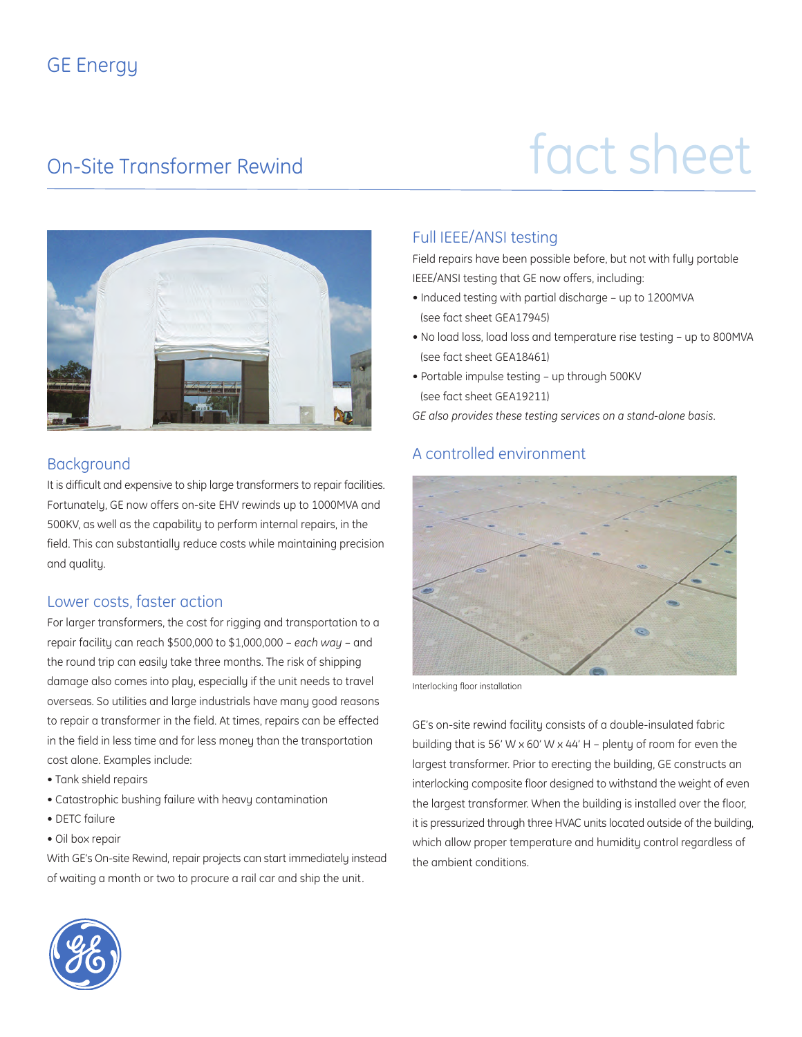GE Energy

# On-Site Transformer Rewind

fact sheet

## Background

It is difficult and expensive to ship large transformers to repair facilities. Fortunately, GE now offers on-site EHV rewinds up to 1000MVA and 500KV, as well as the capability to perform internal repairs, in the field. This can substantially reduce costs while maintaining precision and quality.

## Lower costs, faster action

For larger transformers, the cost for rigging and transportation to a repair facility can reach $500,000 to $1,000,000 – *each way* – and the round trip can easily take three months. The risk of shipping damage also comes into play, especially if the unit needs to travel overseas. So utilities and large industrials have many good reasons to repair a transformer in the field. At times, repairs can be effected in the field in less time and for less money than the transportation cost alone. Examples include:

- Tank shield repairs
- Catastrophic bushing failure with heavy contamination
- DETC failure
- Oil box repair

With GE's On-site Rewind, repair projects can start immediately instead of waiting a month or two to procure a rail car and ship the unit.

## Full IEEE/ANSI testing

Field repairs have been possible before, but not with fully portable IEEE/ANSI testing that GE now offers, including:

- Induced testing with partial discharge – up to 1200MVA (see fact sheet GEA17945)
- No load loss, load loss and temperature rise testing – up to 800MVA (see fact sheet GEA18461)
- Portable impulse testing – up through 500KV (see fact sheet GEA19211)

*GE also provides these testing services on a stand-alone basis.*

## A controlled environment

Interlocking floor installation

GE's on-site rewind facility consists of a double-insulated fabric building that is 56' W x 60' W x 44' H – plenty of room for even the largest transformer. Prior to erecting the building, GE constructs an interlocking composite floor designed to withstand the weight of even the largest transformer. When the building is installed over the floor, it is pressurized through three HVAC units located outside of the building, which allow proper temperature and humidity control regardless of the ambient conditions.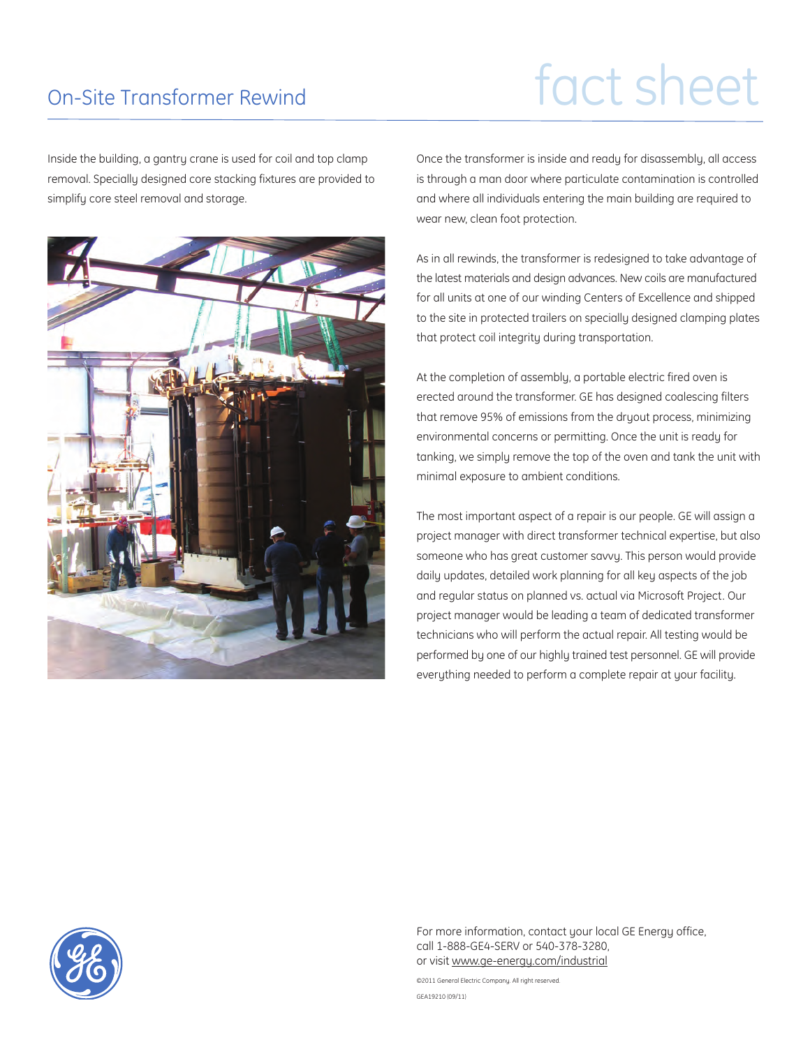Inside the building, a gantry crane is used for coil and top clamp removal. Specially designed core stacking fixtures are provided to simplify core steel removal and storage.

Once the transformer is inside and ready for disassembly, all access is through a man door where particulate contamination is controlled and where all individuals entering the main building are required to wear new, clean foot protection.

As in all rewinds, the transformer is redesigned to take advantage of the latest materials and design advances. New coils are manufactured for all units at one of our winding Centers of Excellence and shipped to the site in protected trailers on specially designed clamping plates that protect coil integrity during transportation.

At the completion of assembly, a portable electric fired oven is erected around the transformer. GE has designed coalescing filters that remove 95% of emissions from the dryout process, minimizing environmental concerns or permitting. Once the unit is ready for tanking, we simply remove the top of the oven and tank the unit with minimal exposure to ambient conditions.

The most important aspect of a repair is our people. GE will assign a project manager with direct transformer technical expertise, but also someone who has great customer savvy. This person would provide daily updates, detailed work planning for all key aspects of the job and regular status on planned vs. actual via Microsoft Project. Our project manager would be leading a team of dedicated transformer technicians who will perform the actual repair. All testing would be performed by one of our highly trained test personnel. GE will provide everything needed to perform a complete repair at your facility.

For more information, contact your local GE Energy office, call 1-888-GE4-SERV or 540-378-3280, or visit www.ge-energy.com/industrial

©2011 General Electric Company. All right reserved.

GEA19210 (09/11)